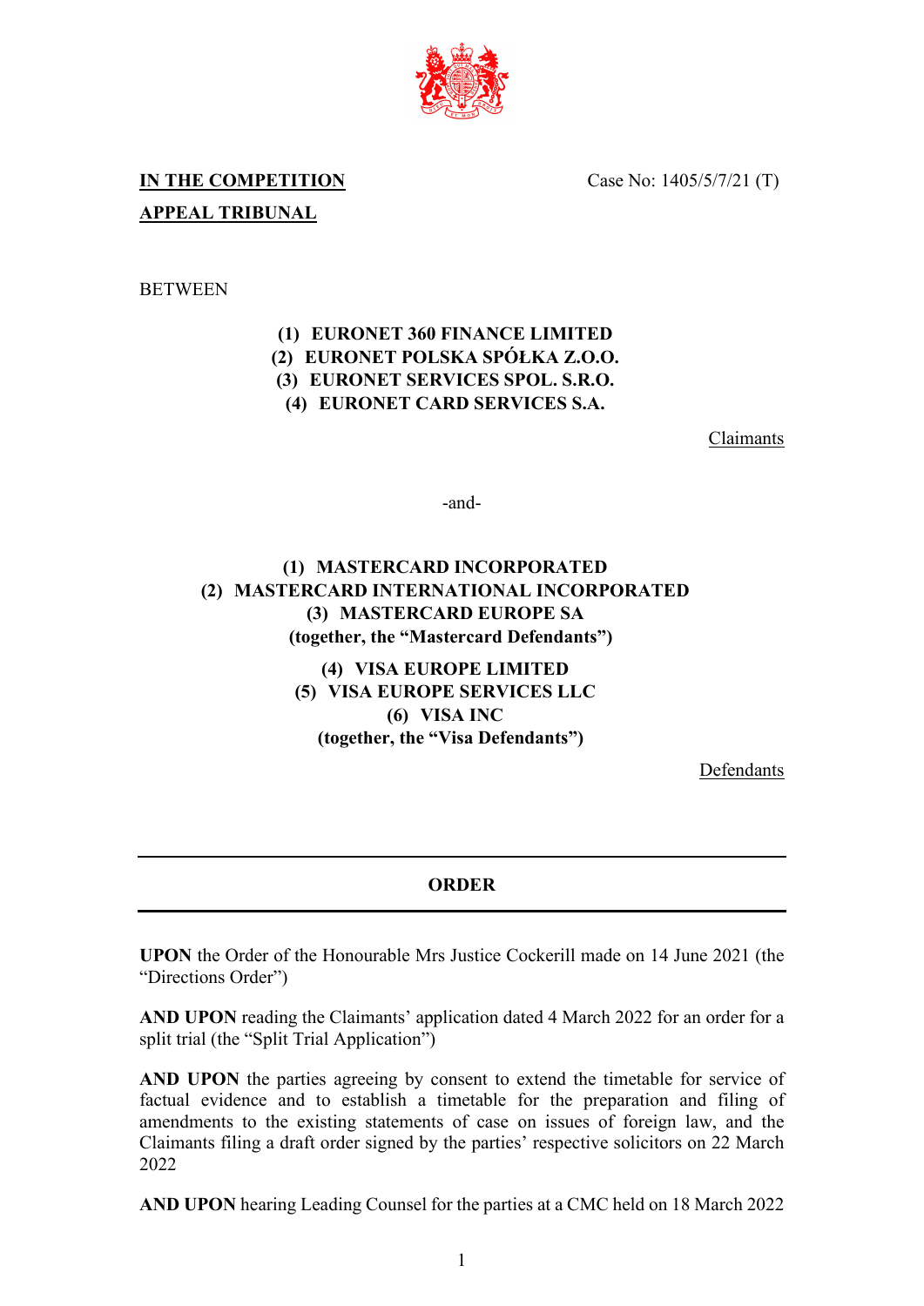**IN THE COMPETITION APPEAL TRIBUNAL**

Case No: 1405/5/7/21 (T)

BETWEEN

**(1) EURONET 360 FINANCE LIMITED**
**(2) EURONET POLSKA SPÓŁKA Z.O.O.**
**(3) EURONET SERVICES SPOL. S.R.O.**
**(4) EURONET CARD SERVICES S.A.**

Claimants

-and-

**(1) MASTERCARD INCORPORATED**
**(2) MASTERCARD INTERNATIONAL INCORPORATED**
**(3) MASTERCARD EUROPE SA**
**(together, the "Mastercard Defendants")**

**(4) VISA EUROPE LIMITED**
**(5) VISA EUROPE SERVICES LLC**
**(6) VISA INC**
**(together, the "Visa Defendants")**

Defendants

---

**ORDER**

---

**UPON** the Order of the Honourable Mrs Justice Cockerill made on 14 June 2021 (the "Directions Order")

**AND UPON** reading the Claimants' application dated 4 March 2022 for an order for a split trial (the "Split Trial Application")

**AND UPON** the parties agreeing by consent to extend the timetable for service of factual evidence and to establish a timetable for the preparation and filing of amendments to the existing statements of case on issues of foreign law, and the Claimants filing a draft order signed by the parties' respective solicitors on 22 March 2022

**AND UPON** hearing Leading Counsel for the parties at a CMC held on 18 March 2022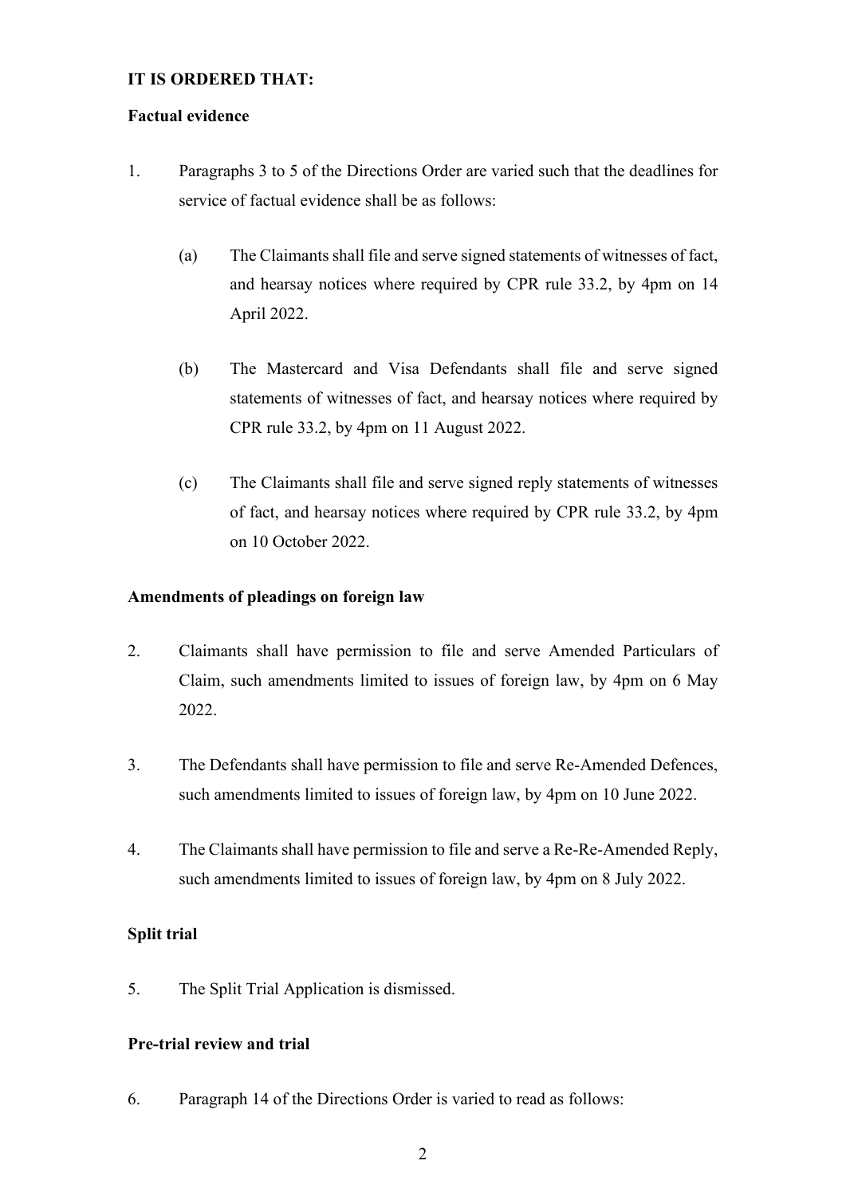**IT IS ORDERED THAT:**

**Factual evidence**

1. Paragraphs 3 to 5 of the Directions Order are varied such that the deadlines for service of factual evidence shall be as follows:

   (a) The Claimants shall file and serve signed statements of witnesses of fact, and hearsay notices where required by CPR rule 33.2, by 4pm on 14 April 2022.

   (b) The Mastercard and Visa Defendants shall file and serve signed statements of witnesses of fact, and hearsay notices where required by CPR rule 33.2, by 4pm on 11 August 2022.

   (c) The Claimants shall file and serve signed reply statements of witnesses of fact, and hearsay notices where required by CPR rule 33.2, by 4pm on 10 October 2022.

**Amendments of pleadings on foreign law**

2. Claimants shall have permission to file and serve Amended Particulars of Claim, such amendments limited to issues of foreign law, by 4pm on 6 May 2022.

3. The Defendants shall have permission to file and serve Re-Amended Defences, such amendments limited to issues of foreign law, by 4pm on 10 June 2022.

4. The Claimants shall have permission to file and serve a Re-Re-Amended Reply, such amendments limited to issues of foreign law, by 4pm on 8 July 2022.

**Split trial**

5. The Split Trial Application is dismissed.

**Pre-trial review and trial**

6. Paragraph 14 of the Directions Order is varied to read as follows: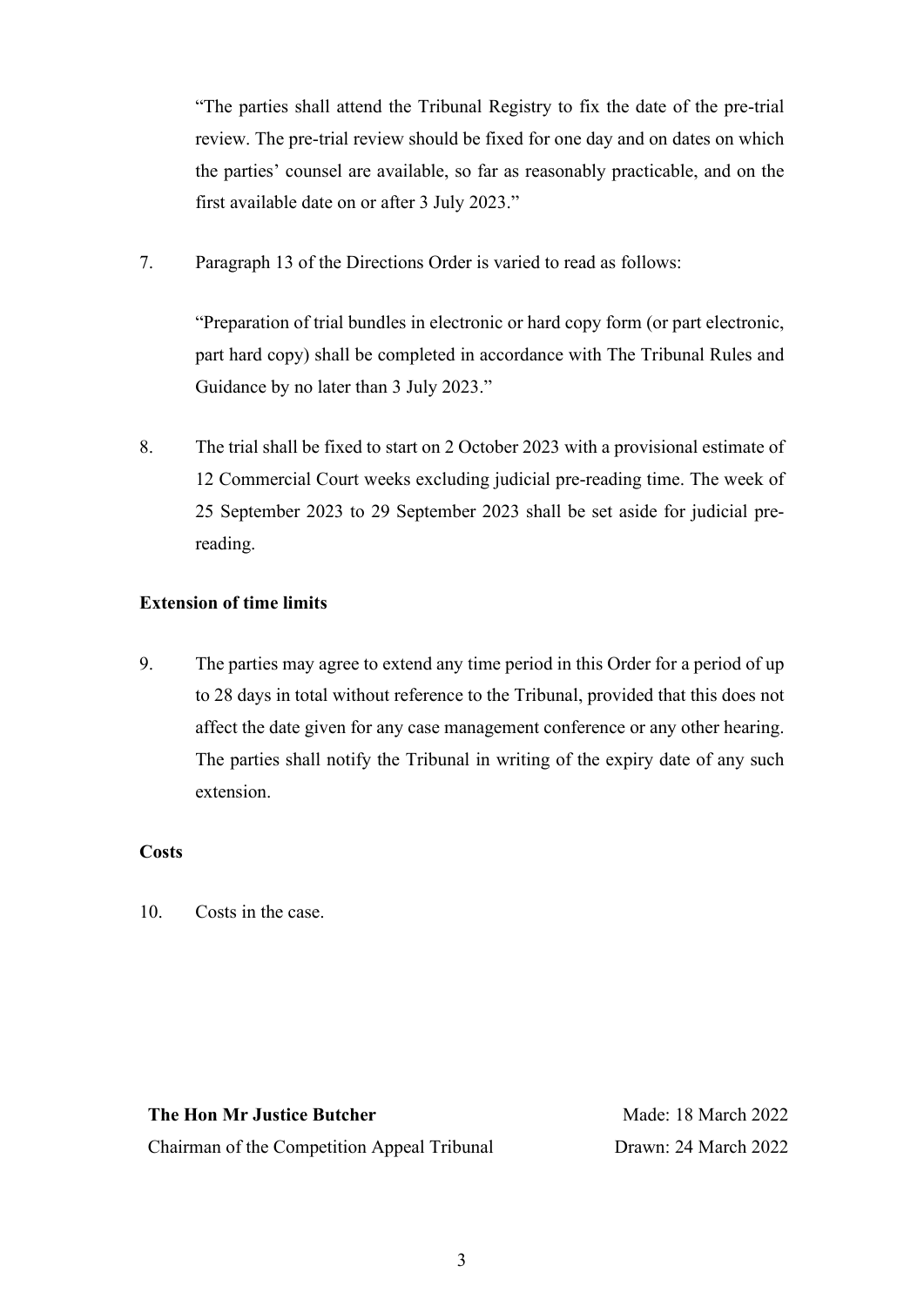"The parties shall attend the Tribunal Registry to fix the date of the pre-trial review. The pre-trial review should be fixed for one day and on dates on which the parties' counsel are available, so far as reasonably practicable, and on the first available date on or after 3 July 2023."

7. Paragraph 13 of the Directions Order is varied to read as follows:

   "Preparation of trial bundles in electronic or hard copy form (or part electronic, part hard copy) shall be completed in accordance with The Tribunal Rules and Guidance by no later than 3 July 2023."

8. The trial shall be fixed to start on 2 October 2023 with a provisional estimate of 12 Commercial Court weeks excluding judicial pre-reading time. The week of 25 September 2023 to 29 September 2023 shall be set aside for judicial pre-reading.

**Extension of time limits**

9. The parties may agree to extend any time period in this Order for a period of up to 28 days in total without reference to the Tribunal, provided that this does not affect the date given for any case management conference or any other hearing. The parties shall notify the Tribunal in writing of the expiry date of any such extension.

**Costs**

10. Costs in the case.

**The Hon Mr Justice Butcher**
Chairman of the Competition Appeal Tribunal

Made: 18 March 2022
Drawn: 24 March 2022